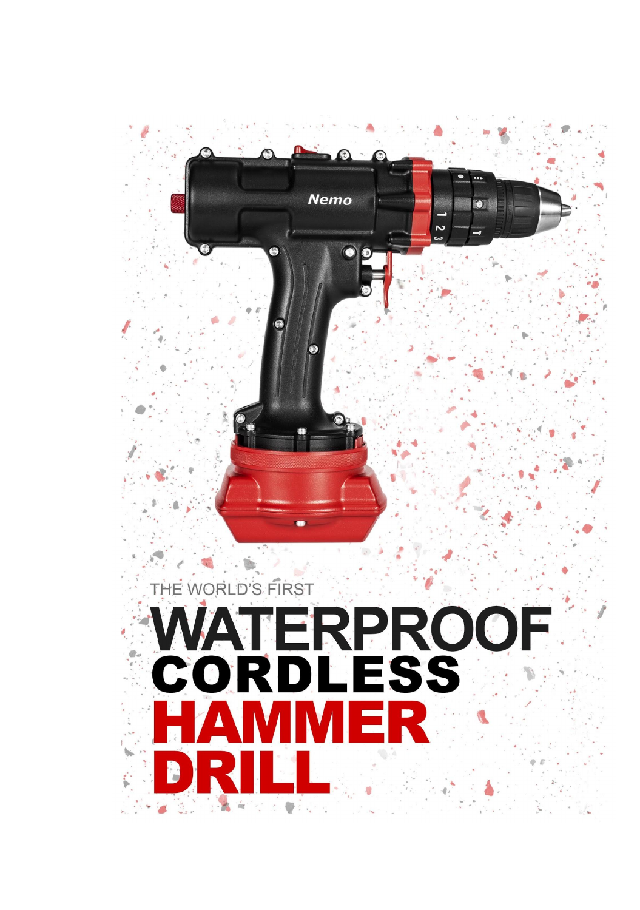THE WORLD'S FIRST

# WATERPROOF CORDLESS HAMMER DRILL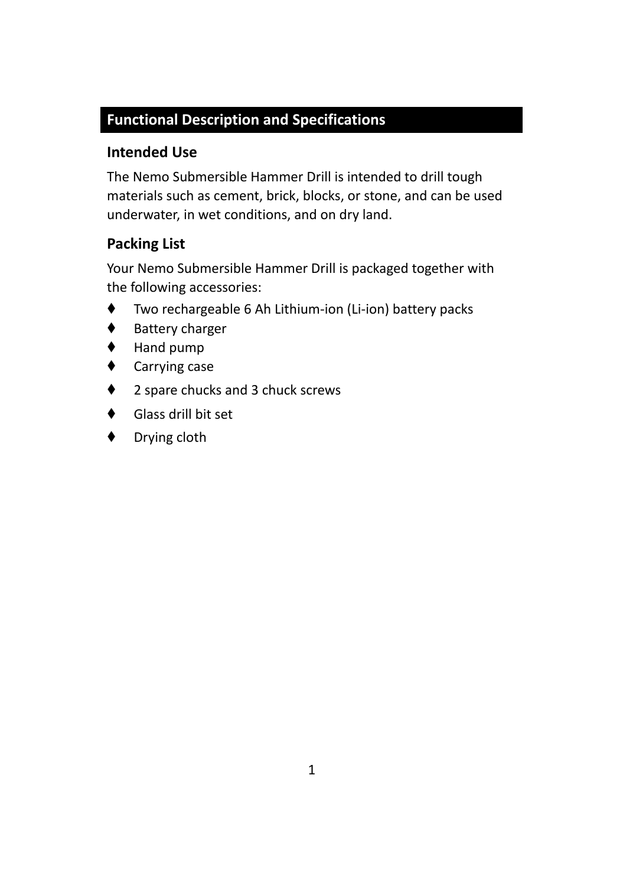## Functional Description and Specifications

### Intended Use

The Nemo Submersible Hammer Drill is intended to drill tough materials such as cement, brick, blocks, or stone, and can be used underwater, in wet conditions, and on dry land.

### Packing List

Your Nemo Submersible Hammer Drill is packaged together with the following accessories:

- Two rechargeable 6 Ah Lithium-ion (Li-ion) battery packs
- Battery charger
- Hand pump
- Carrying case
- 2 spare chucks and 3 chuck screws
- Glass drill bit set
- Drying cloth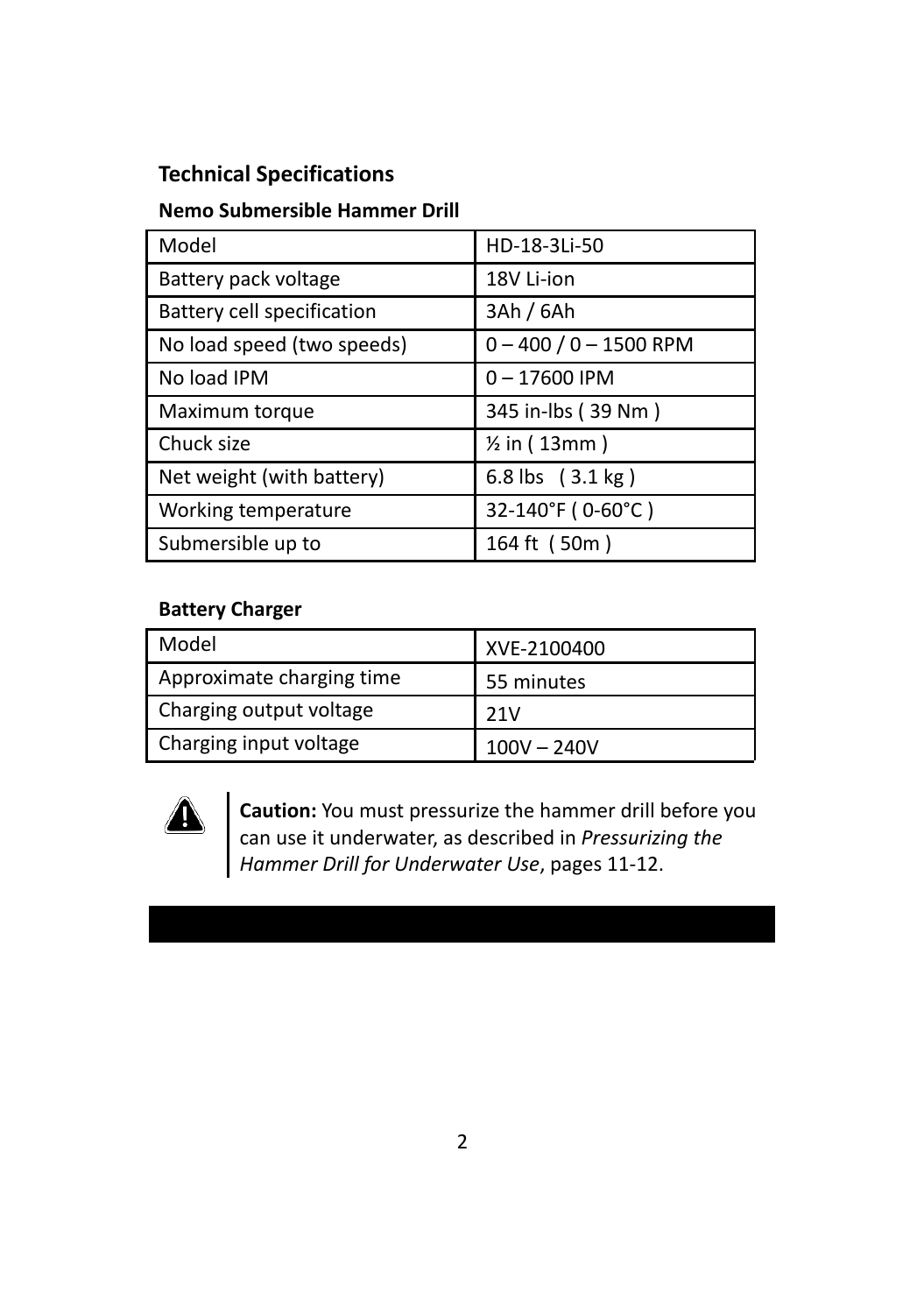## Technical Specifications

### Nemo Submersible Hammer Drill

| Model | HD-18-3Li-50 |
|---|---|
| Battery pack voltage | 18V Li-ion |
| Battery cell specification | 3Ah / 6Ah |
| No load speed (two speeds) | 0 – 400 / 0 – 1500 RPM |
| No load IPM | 0 – 17600 IPM |
| Maximum torque | 345 in-lbs ( 39 Nm ) |
| Chuck size | ½ in ( 13mm ) |
| Net weight (with battery) | 6.8 lbs ( 3.1 kg ) |
| Working temperature | 32-140°F ( 0-60°C ) |
| Submersible up to | 164 ft ( 50m ) |

### Battery Charger

| Model | XVE-2100400 |
|---|---|
| Approximate charging time | 55 minutes |
| Charging output voltage | 21V |
| Charging input voltage | 100V – 240V |

**Caution:** You must pressurize the hammer drill before you can use it underwater, as described in *Pressurizing the Hammer Drill for Underwater Use*, pages 11-12.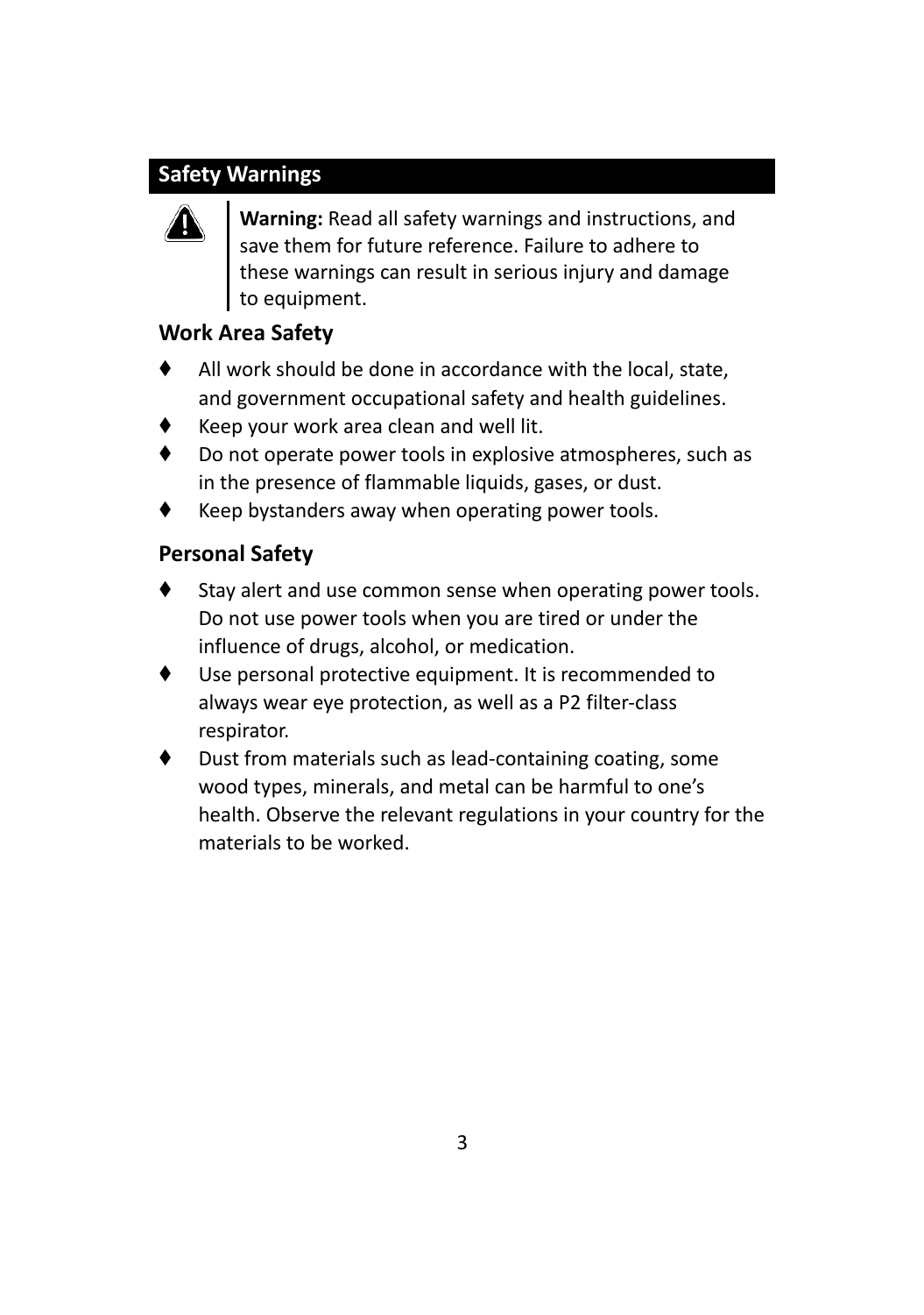## Safety Warnings

⚠ **Warning:** Read all safety warnings and instructions, and save them for future reference. Failure to adhere to these warnings can result in serious injury and damage to equipment.

### Work Area Safety

- All work should be done in accordance with the local, state, and government occupational safety and health guidelines.
- Keep your work area clean and well lit.
- Do not operate power tools in explosive atmospheres, such as in the presence of flammable liquids, gases, or dust.
- Keep bystanders away when operating power tools.

### Personal Safety

- Stay alert and use common sense when operating power tools. Do not use power tools when you are tired or under the influence of drugs, alcohol, or medication.
- Use personal protective equipment. It is recommended to always wear eye protection, as well as a P2 filter-class respirator.
- Dust from materials such as lead-containing coating, some wood types, minerals, and metal can be harmful to one's health. Observe the relevant regulations in your country for the materials to be worked.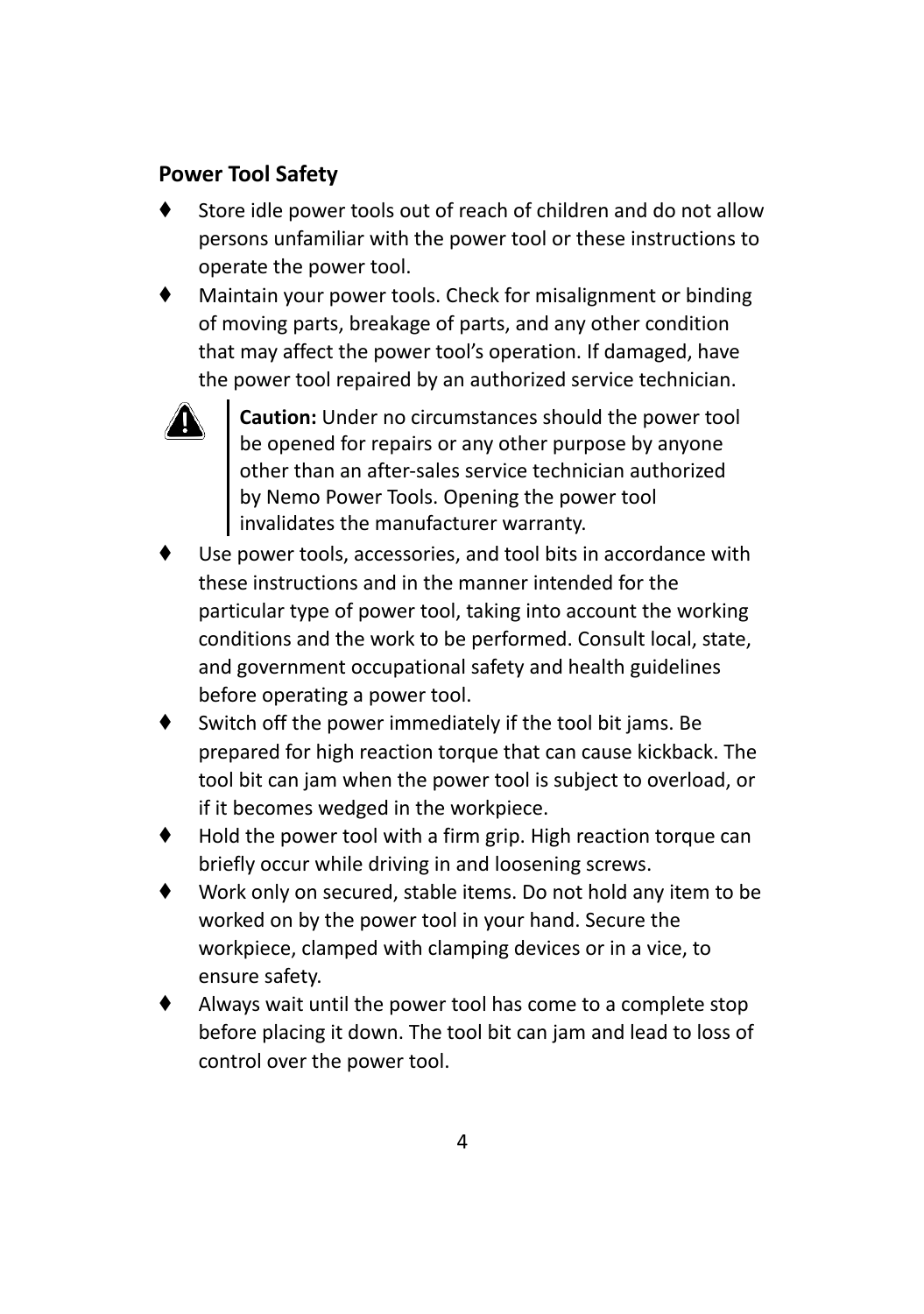## Power Tool Safety

- Store idle power tools out of reach of children and do not allow persons unfamiliar with the power tool or these instructions to operate the power tool.
- Maintain your power tools. Check for misalignment or binding of moving parts, breakage of parts, and any other condition that may affect the power tool's operation. If damaged, have the power tool repaired by an authorized service technician.

> **Caution:** Under no circumstances should the power tool be opened for repairs or any other purpose by anyone other than an after-sales service technician authorized by Nemo Power Tools. Opening the power tool invalidates the manufacturer warranty.

- Use power tools, accessories, and tool bits in accordance with these instructions and in the manner intended for the particular type of power tool, taking into account the working conditions and the work to be performed. Consult local, state, and government occupational safety and health guidelines before operating a power tool.
- Switch off the power immediately if the tool bit jams. Be prepared for high reaction torque that can cause kickback. The tool bit can jam when the power tool is subject to overload, or if it becomes wedged in the workpiece.
- Hold the power tool with a firm grip. High reaction torque can briefly occur while driving in and loosening screws.
- Work only on secured, stable items. Do not hold any item to be worked on by the power tool in your hand. Secure the workpiece, clamped with clamping devices or in a vice, to ensure safety.
- Always wait until the power tool has come to a complete stop before placing it down. The tool bit can jam and lead to loss of control over the power tool.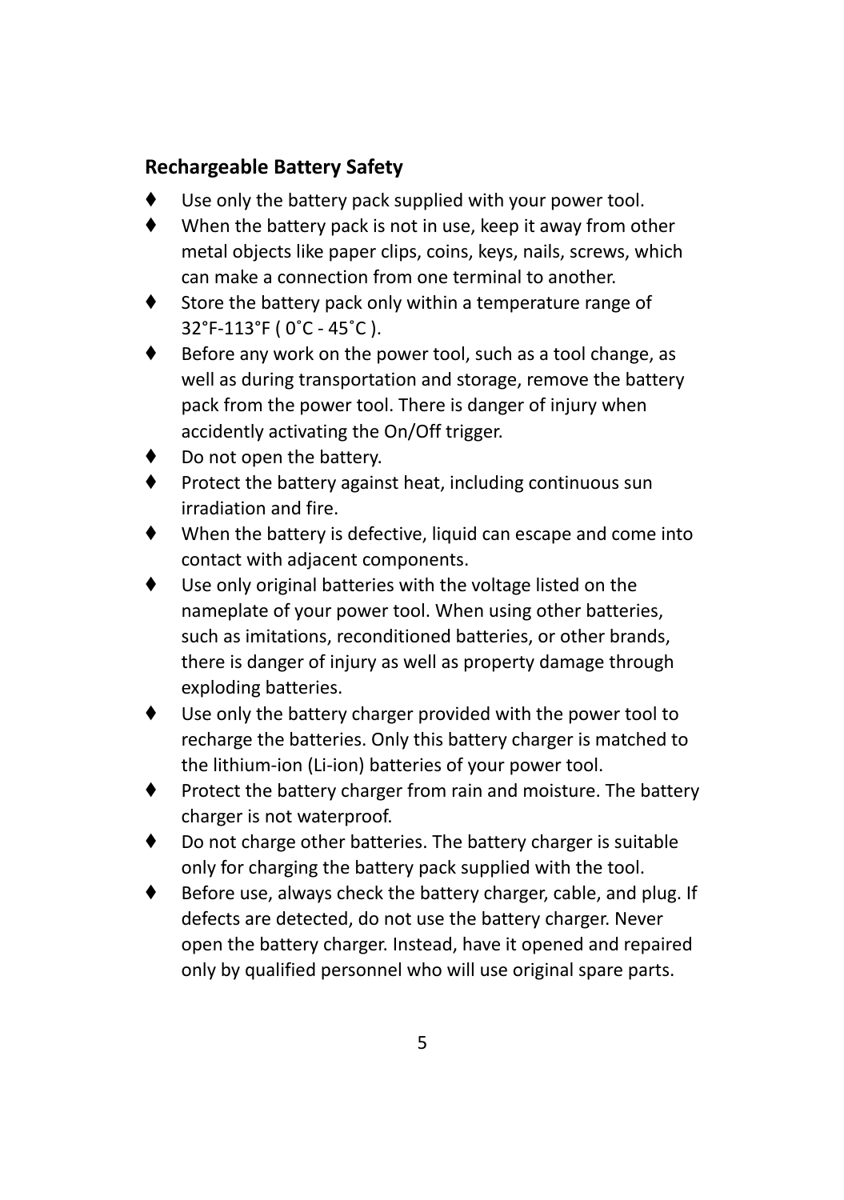## Rechargeable Battery Safety

- Use only the battery pack supplied with your power tool.
- When the battery pack is not in use, keep it away from other metal objects like paper clips, coins, keys, nails, screws, which can make a connection from one terminal to another.
- Store the battery pack only within a temperature range of 32˚F-113˚F ( 0˚C - 45˚C ).
- Before any work on the power tool, such as a tool change, as well as during transportation and storage, remove the battery pack from the power tool. There is danger of injury when accidently activating the On/Off trigger.
- Do not open the battery.
- Protect the battery against heat, including continuous sun irradiation and fire.
- When the battery is defective, liquid can escape and come into contact with adjacent components.
- Use only original batteries with the voltage listed on the nameplate of your power tool. When using other batteries, such as imitations, reconditioned batteries, or other brands, there is danger of injury as well as property damage through exploding batteries.
- Use only the battery charger provided with the power tool to recharge the batteries. Only this battery charger is matched to the lithium-ion (Li-ion) batteries of your power tool.
- Protect the battery charger from rain and moisture. The battery charger is not waterproof.
- Do not charge other batteries. The battery charger is suitable only for charging the battery pack supplied with the tool.
- Before use, always check the battery charger, cable, and plug. If defects are detected, do not use the battery charger. Never open the battery charger. Instead, have it opened and repaired only by qualified personnel who will use original spare parts.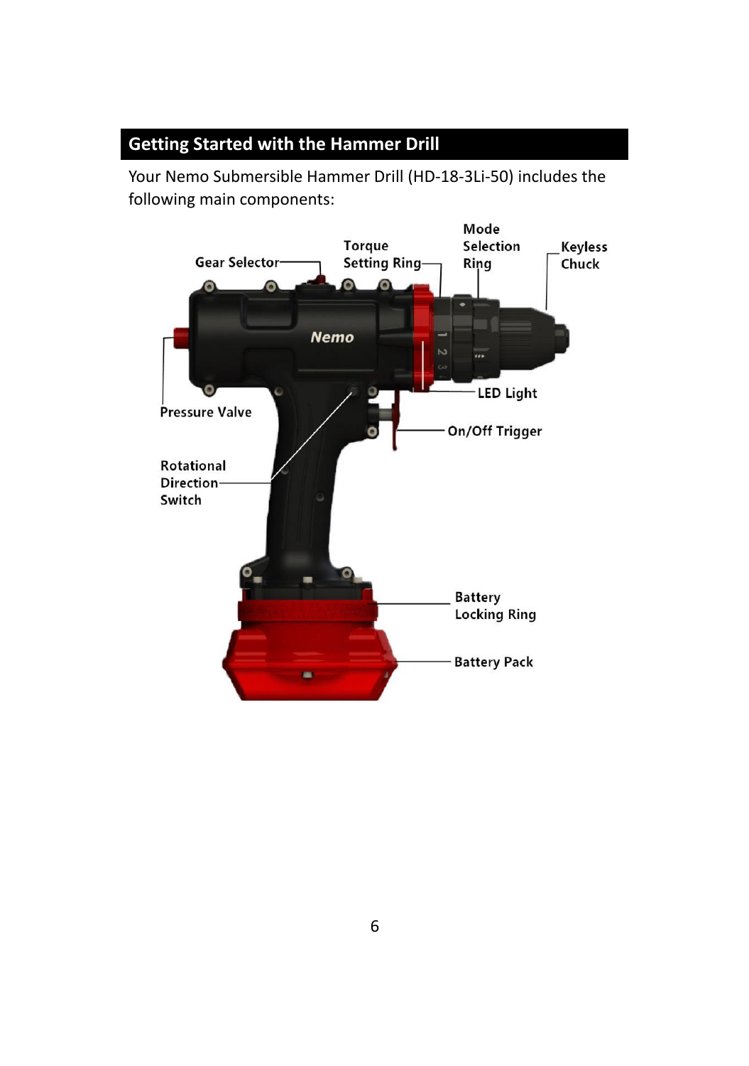## Getting Started with the Hammer Drill

Your Nemo Submersible Hammer Drill (HD-18-3Li-50) includes the following main components:

Gear Selector

Torque Setting Ring

Mode Selection Ring

Keyless Chuck

Pressure Valve

LED Light

On/Off Trigger

Rotational Direction Switch

Battery Locking Ring

Battery Pack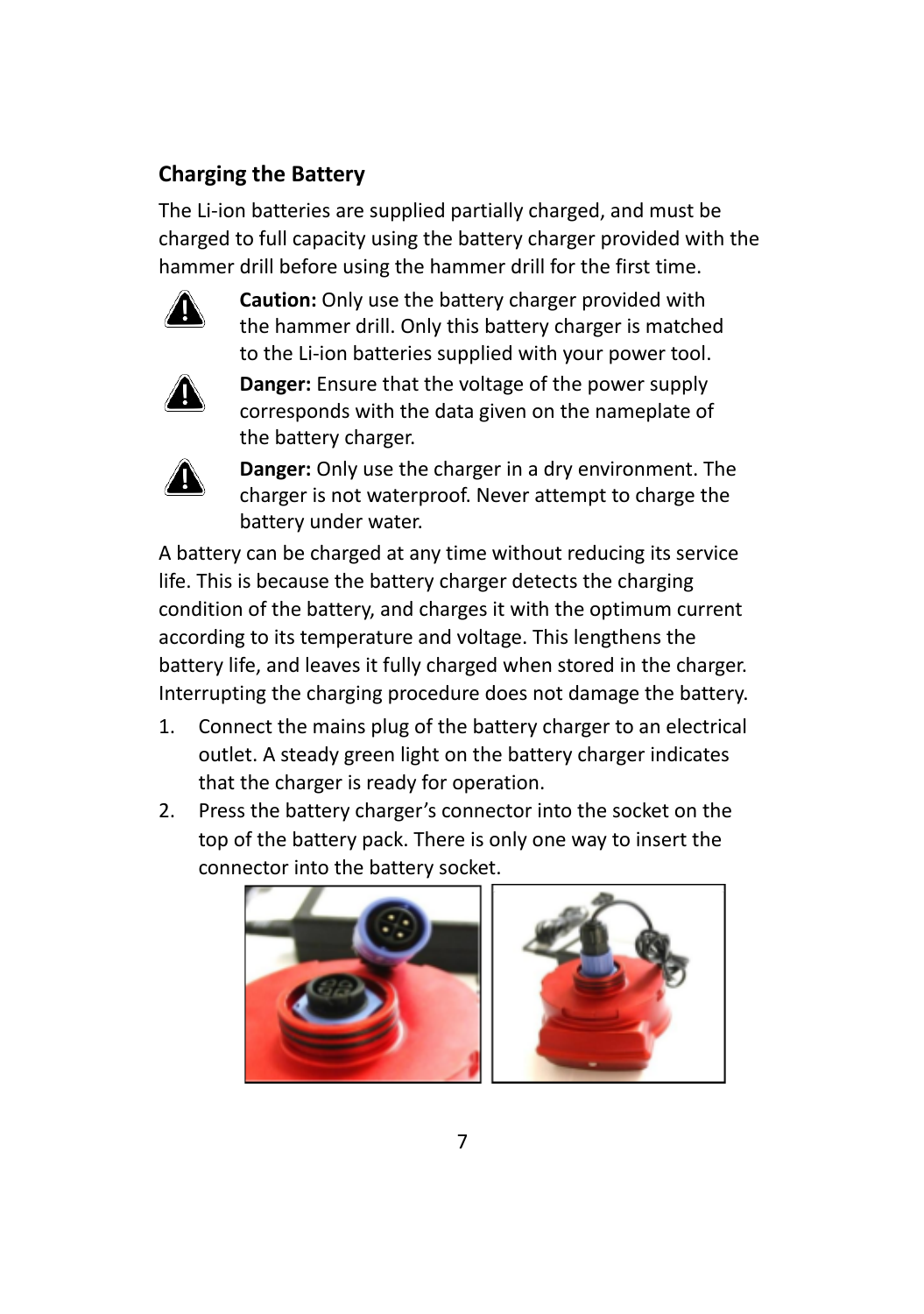## Charging the Battery

The Li-ion batteries are supplied partially charged, and must be charged to full capacity using the battery charger provided with the hammer drill before using the hammer drill for the first time.

**Caution:** Only use the battery charger provided with the hammer drill. Only this battery charger is matched to the Li-ion batteries supplied with your power tool.

**Danger:** Ensure that the voltage of the power supply corresponds with the data given on the nameplate of the battery charger.

**Danger:** Only use the charger in a dry environment. The charger is not waterproof. Never attempt to charge the battery under water.

A battery can be charged at any time without reducing its service life. This is because the battery charger detects the charging condition of the battery, and charges it with the optimum current according to its temperature and voltage. This lengthens the battery life, and leaves it fully charged when stored in the charger. Interrupting the charging procedure does not damage the battery.

1. Connect the mains plug of the battery charger to an electrical outlet. A steady green light on the battery charger indicates that the charger is ready for operation.
2. Press the battery charger's connector into the socket on the top of the battery pack. There is only one way to insert the connector into the battery socket.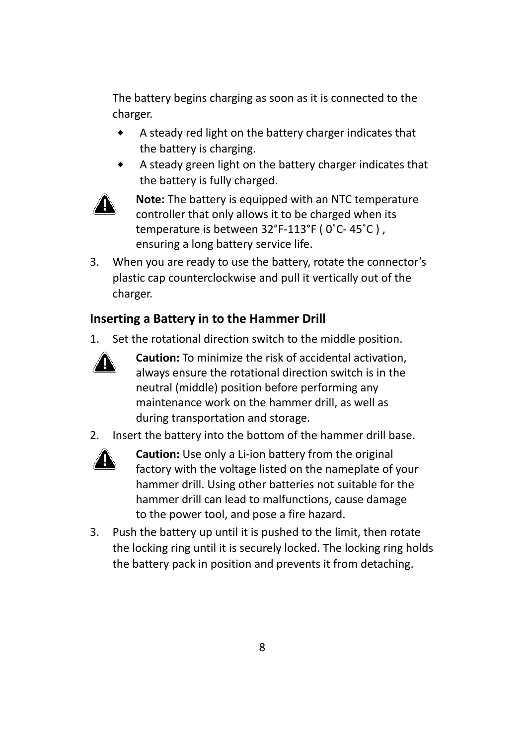The battery begins charging as soon as it is connected to the charger.

- A steady red light on the battery charger indicates that the battery is charging.
- A steady green light on the battery charger indicates that the battery is fully charged.

**Note:** The battery is equipped with an NTC temperature controller that only allows it to be charged when its temperature is between 32°F-113°F ( 0˚C- 45˚C ) , ensuring a long battery service life.

3. When you are ready to use the battery, rotate the connector's plastic cap counterclockwise and pull it vertically out of the charger.

## Inserting a Battery in to the Hammer Drill

1. Set the rotational direction switch to the middle position.

   **Caution:** To minimize the risk of accidental activation, always ensure the rotational direction switch is in the neutral (middle) position before performing any maintenance work on the hammer drill, as well as during transportation and storage.

2. Insert the battery into the bottom of the hammer drill base.

   **Caution:** Use only a Li-ion battery from the original factory with the voltage listed on the nameplate of your hammer drill. Using other batteries not suitable for the hammer drill can lead to malfunctions, cause damage to the power tool, and pose a fire hazard.

3. Push the battery up until it is pushed to the limit, then rotate the locking ring until it is securely locked. The locking ring holds the battery pack in position and prevents it from detaching.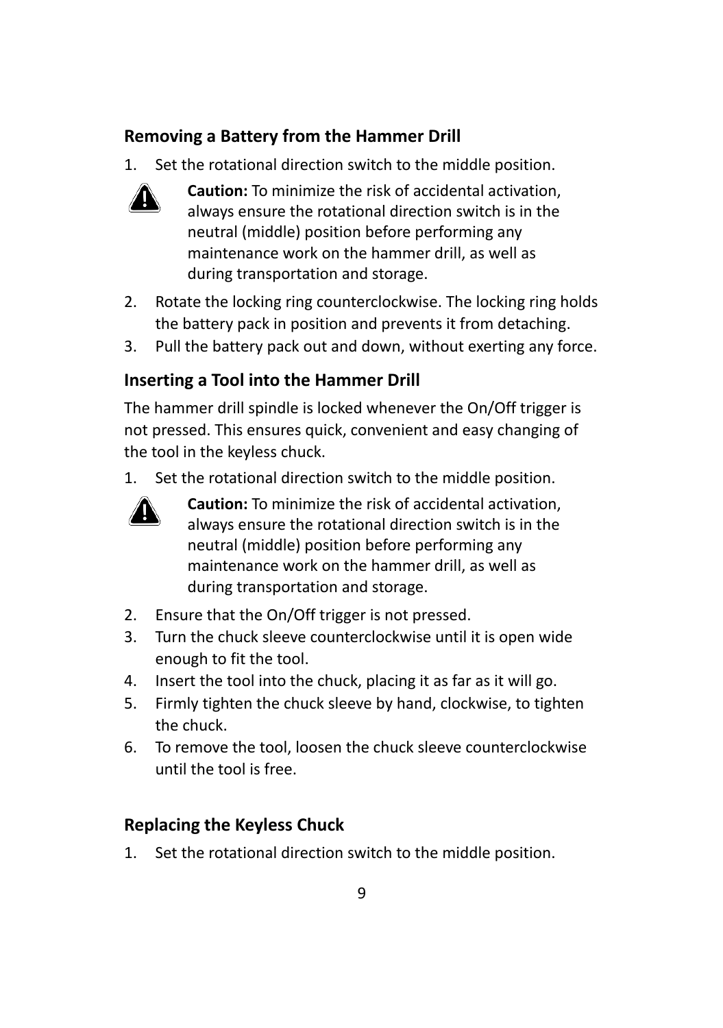### Removing a Battery from the Hammer Drill

1. Set the rotational direction switch to the middle position.

   **Caution:** To minimize the risk of accidental activation, always ensure the rotational direction switch is in the neutral (middle) position before performing any maintenance work on the hammer drill, as well as during transportation and storage.

2. Rotate the locking ring counterclockwise. The locking ring holds the battery pack in position and prevents it from detaching.
3. Pull the battery pack out and down, without exerting any force.

### Inserting a Tool into the Hammer Drill

The hammer drill spindle is locked whenever the On/Off trigger is not pressed. This ensures quick, convenient and easy changing of the tool in the keyless chuck.

1. Set the rotational direction switch to the middle position.

   **Caution:** To minimize the risk of accidental activation, always ensure the rotational direction switch is in the neutral (middle) position before performing any maintenance work on the hammer drill, as well as during transportation and storage.

2. Ensure that the On/Off trigger is not pressed.
3. Turn the chuck sleeve counterclockwise until it is open wide enough to fit the tool.
4. Insert the tool into the chuck, placing it as far as it will go.
5. Firmly tighten the chuck sleeve by hand, clockwise, to tighten the chuck.
6. To remove the tool, loosen the chuck sleeve counterclockwise until the tool is free.

### Replacing the Keyless Chuck

1. Set the rotational direction switch to the middle position.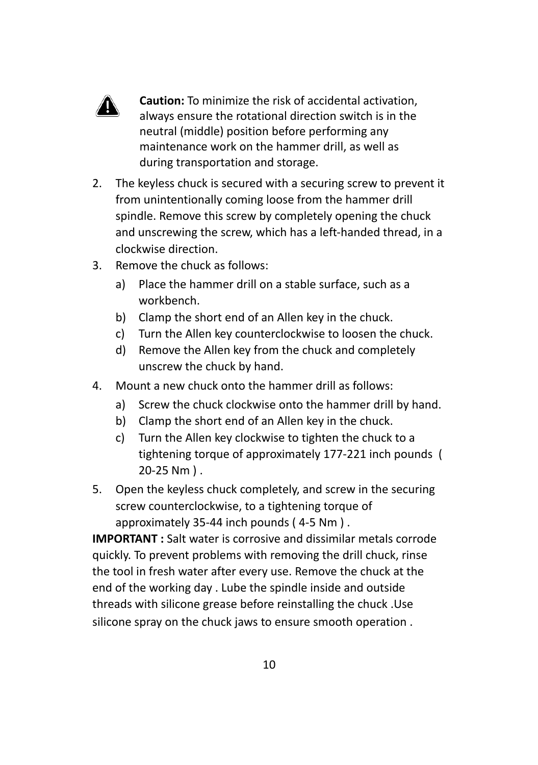**Caution:** To minimize the risk of accidental activation, always ensure the rotational direction switch is in the neutral (middle) position before performing any maintenance work on the hammer drill, as well as during transportation and storage.

2. The keyless chuck is secured with a securing screw to prevent it from unintentionally coming loose from the hammer drill spindle. Remove this screw by completely opening the chuck and unscrewing the screw, which has a left-handed thread, in a clockwise direction.
3. Remove the chuck as follows:
   a) Place the hammer drill on a stable surface, such as a workbench.
   b) Clamp the short end of an Allen key in the chuck.
   c) Turn the Allen key counterclockwise to loosen the chuck.
   d) Remove the Allen key from the chuck and completely unscrew the chuck by hand.
4. Mount a new chuck onto the hammer drill as follows:
   a) Screw the chuck clockwise onto the hammer drill by hand.
   b) Clamp the short end of an Allen key in the chuck.
   c) Turn the Allen key clockwise to tighten the chuck to a tightening torque of approximately 177-221 inch pounds ( 20-25 Nm ) .
5. Open the keyless chuck completely, and screw in the securing screw counterclockwise, to a tightening torque of approximately 35-44 inch pounds ( 4-5 Nm ) .

**IMPORTANT :** Salt water is corrosive and dissimilar metals corrode quickly. To prevent problems with removing the drill chuck, rinse the tool in fresh water after every use. Remove the chuck at the end of the working day . Lube the spindle inside and outside threads with silicone grease before reinstalling the chuck .Use silicone spray on the chuck jaws to ensure smooth operation .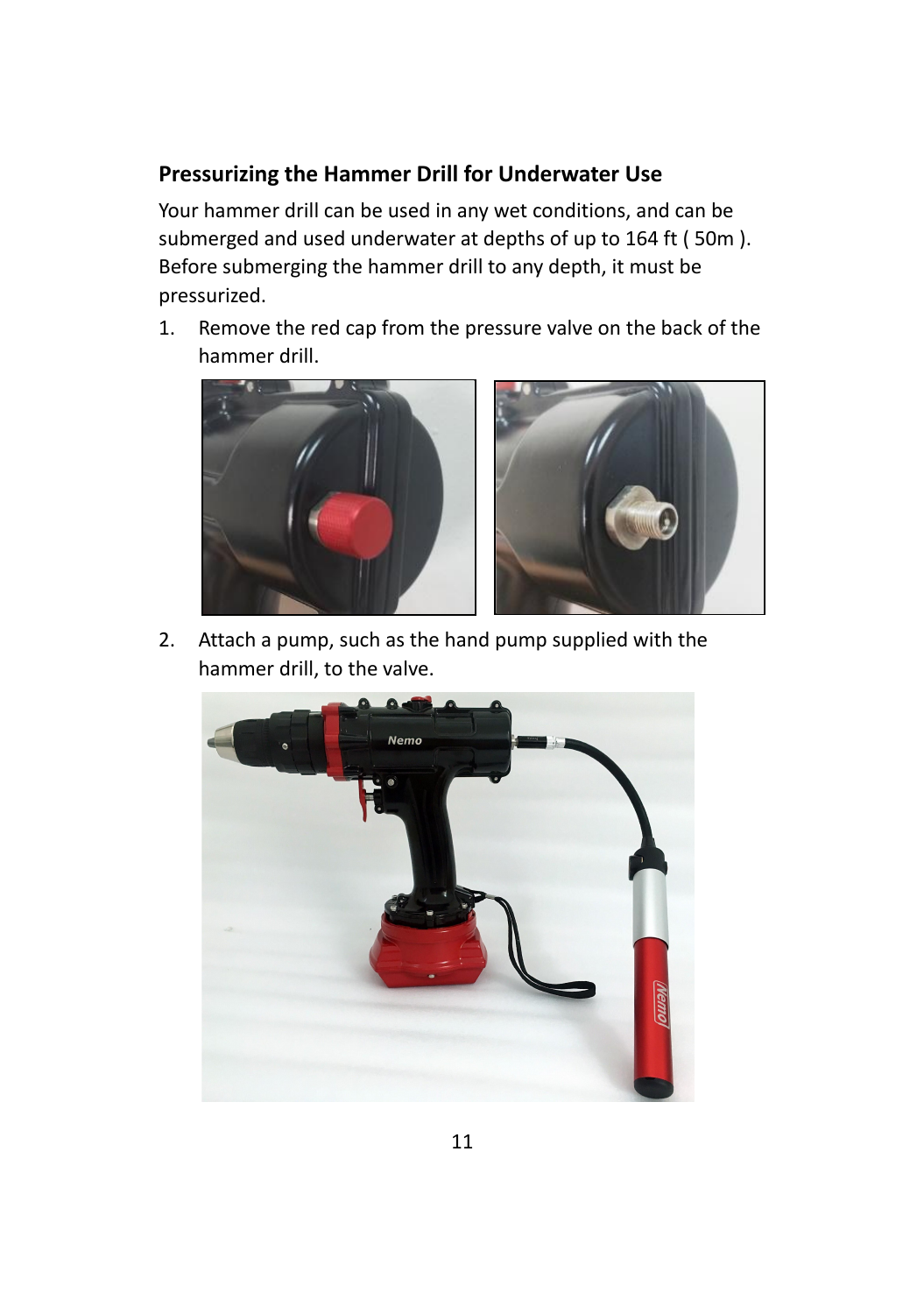## Pressurizing the Hammer Drill for Underwater Use

Your hammer drill can be used in any wet conditions, and can be submerged and used underwater at depths of up to 164 ft ( 50m ). Before submerging the hammer drill to any depth, it must be pressurized.

1. Remove the red cap from the pressure valve on the back of the hammer drill.

2. Attach a pump, such as the hand pump supplied with the hammer drill, to the valve.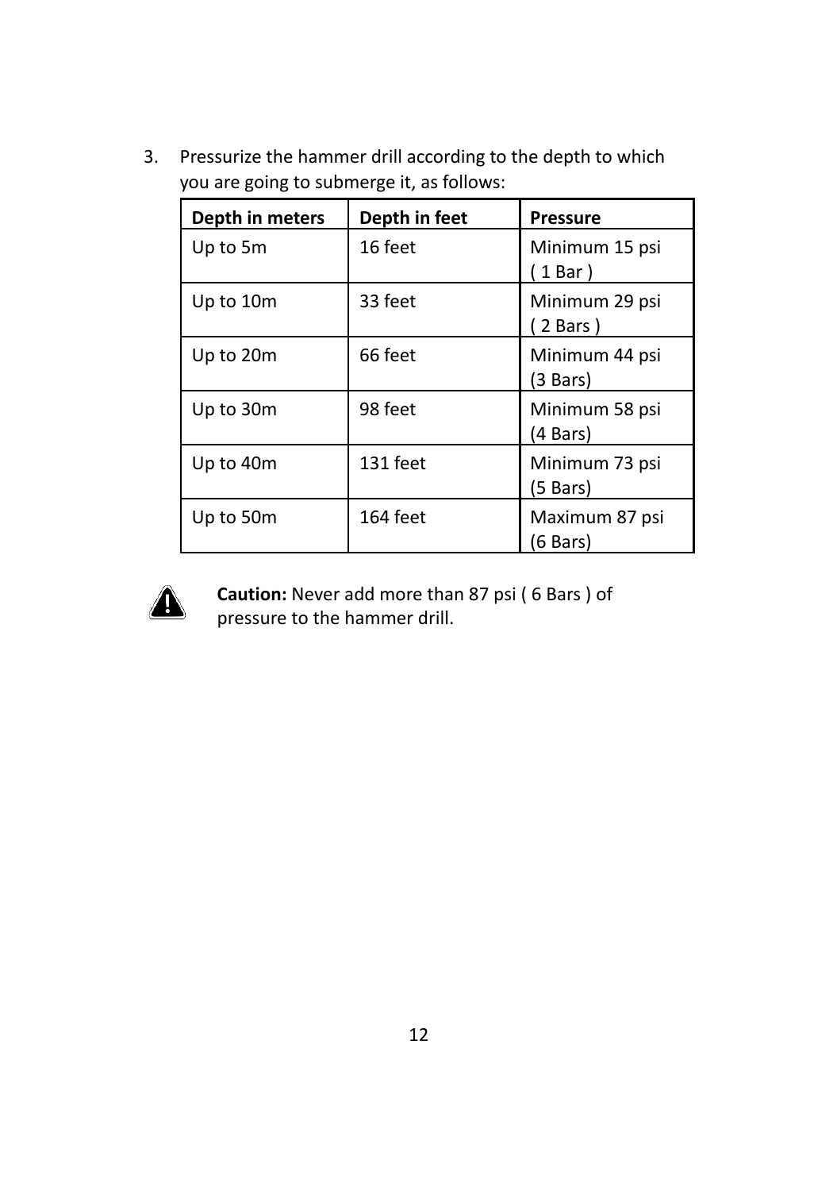3. Pressurize the hammer drill according to the depth to which you are going to submerge it, as follows:

| Depth in meters | Depth in feet | Pressure |
|---|---|---|
| Up to 5m | 16 feet | Minimum 15 psi ( 1 Bar ) |
| Up to 10m | 33 feet | Minimum 29 psi ( 2 Bars ) |
| Up to 20m | 66 feet | Minimum 44 psi (3 Bars) |
| Up to 30m | 98 feet | Minimum 58 psi (4 Bars) |
| Up to 40m | 131 feet | Minimum 73 psi (5 Bars) |
| Up to 50m | 164 feet | Maximum 87 psi (6 Bars) |

**Caution:** Never add more than 87 psi ( 6 Bars ) of pressure to the hammer drill.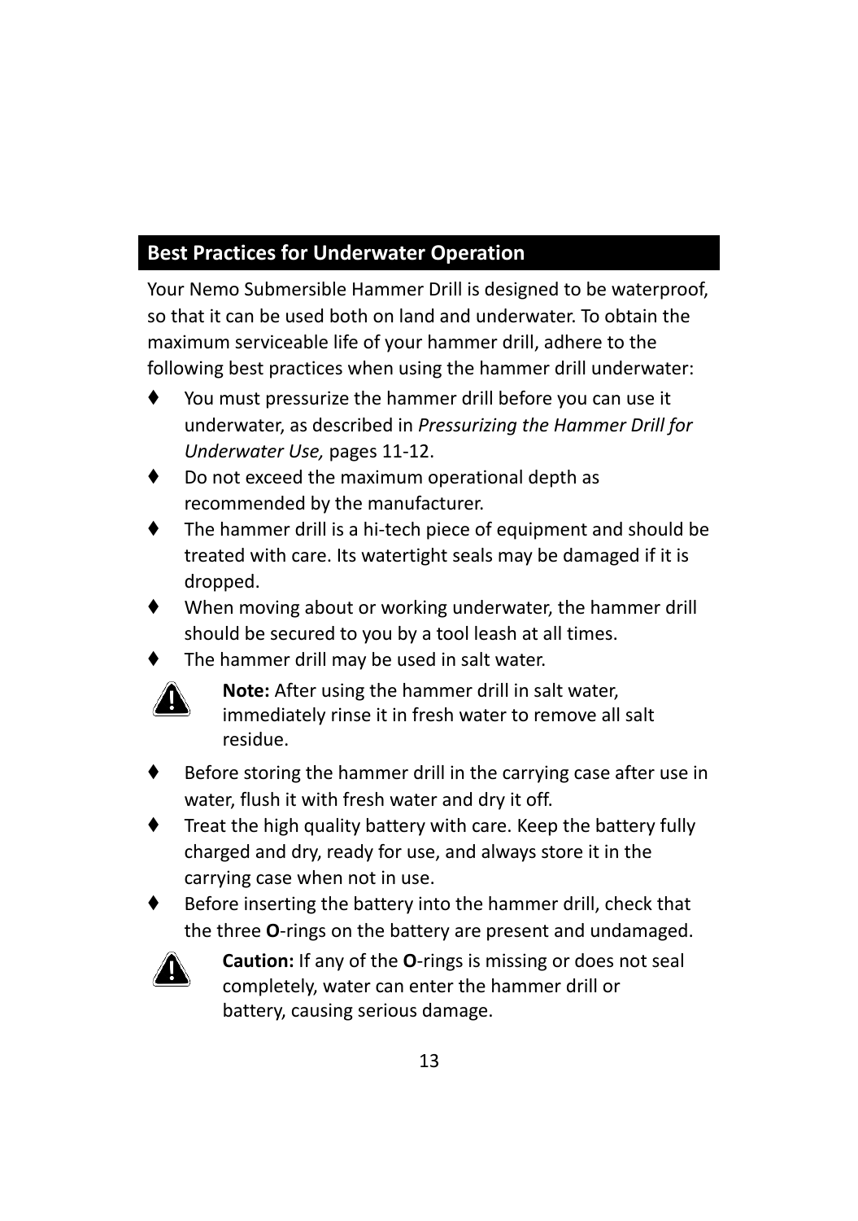## Best Practices for Underwater Operation

Your Nemo Submersible Hammer Drill is designed to be waterproof, so that it can be used both on land and underwater. To obtain the maximum serviceable life of your hammer drill, adhere to the following best practices when using the hammer drill underwater:

- You must pressurize the hammer drill before you can use it underwater, as described in *Pressurizing the Hammer Drill for Underwater Use,* pages 11-12.
- Do not exceed the maximum operational depth as recommended by the manufacturer.
- The hammer drill is a hi-tech piece of equipment and should be treated with care. Its watertight seals may be damaged if it is dropped.
- When moving about or working underwater, the hammer drill should be secured to you by a tool leash at all times.
- The hammer drill may be used in salt water.

  ⚠ **Note:** After using the hammer drill in salt water, immediately rinse it in fresh water to remove all salt residue.

- Before storing the hammer drill in the carrying case after use in water, flush it with fresh water and dry it off.
- Treat the high quality battery with care. Keep the battery fully charged and dry, ready for use, and always store it in the carrying case when not in use.
- Before inserting the battery into the hammer drill, check that the three **O**-rings on the battery are present and undamaged.

  ⚠ **Caution:** If any of the **O**-rings is missing or does not seal completely, water can enter the hammer drill or battery, causing serious damage.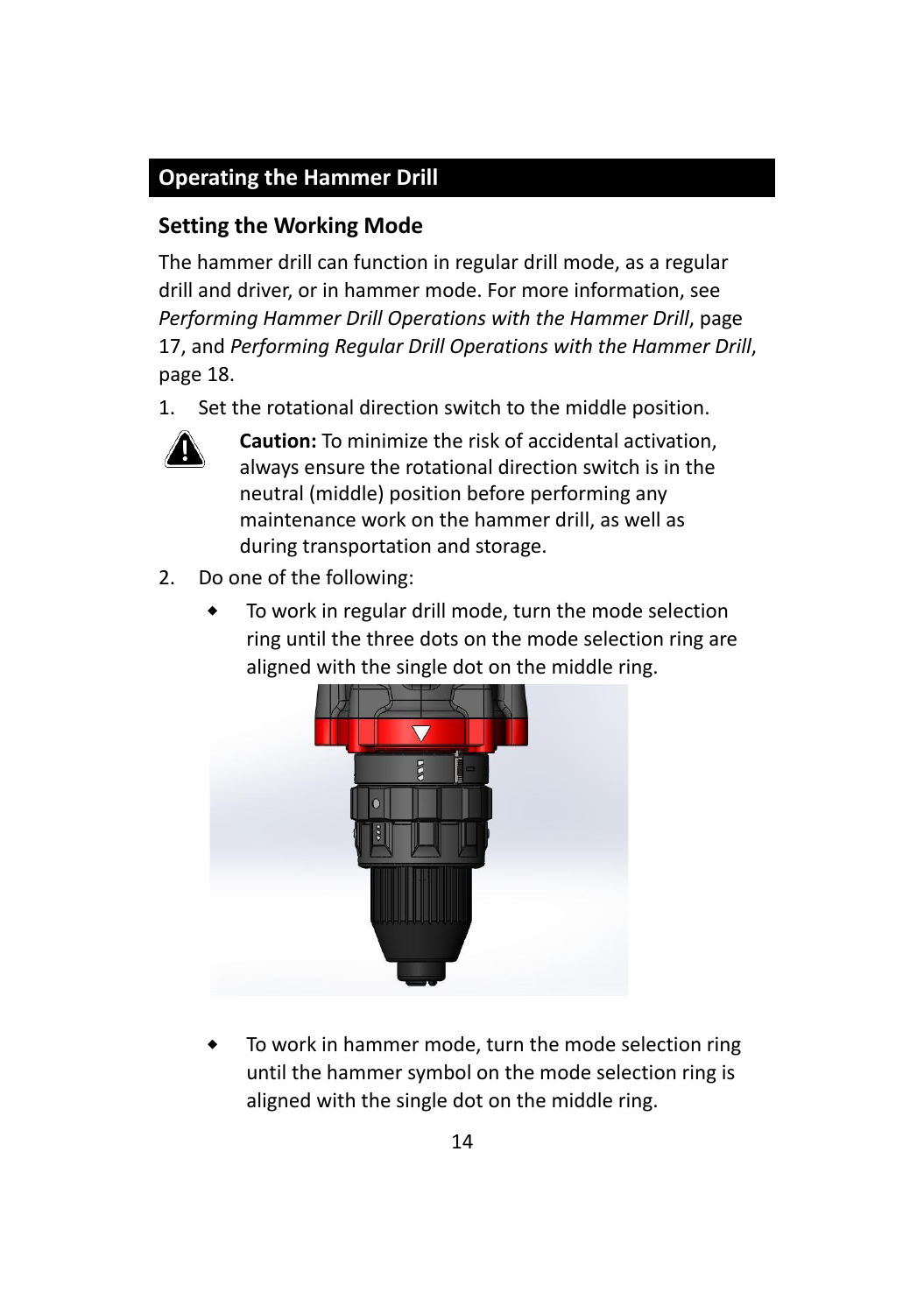## Operating the Hammer Drill

### Setting the Working Mode

The hammer drill can function in regular drill mode, as a regular drill and driver, or in hammer mode. For more information, see *Performing Hammer Drill Operations with the Hammer Drill*, page 17, and *Performing Regular Drill Operations with the Hammer Drill*, page 18.

1. Set the rotational direction switch to the middle position.

   **Caution:** To minimize the risk of accidental activation, always ensure the rotational direction switch is in the neutral (middle) position before performing any maintenance work on the hammer drill, as well as during transportation and storage.

2. Do one of the following:
   - To work in regular drill mode, turn the mode selection ring until the three dots on the mode selection ring are aligned with the single dot on the middle ring.
   - To work in hammer mode, turn the mode selection ring until the hammer symbol on the mode selection ring is aligned with the single dot on the middle ring.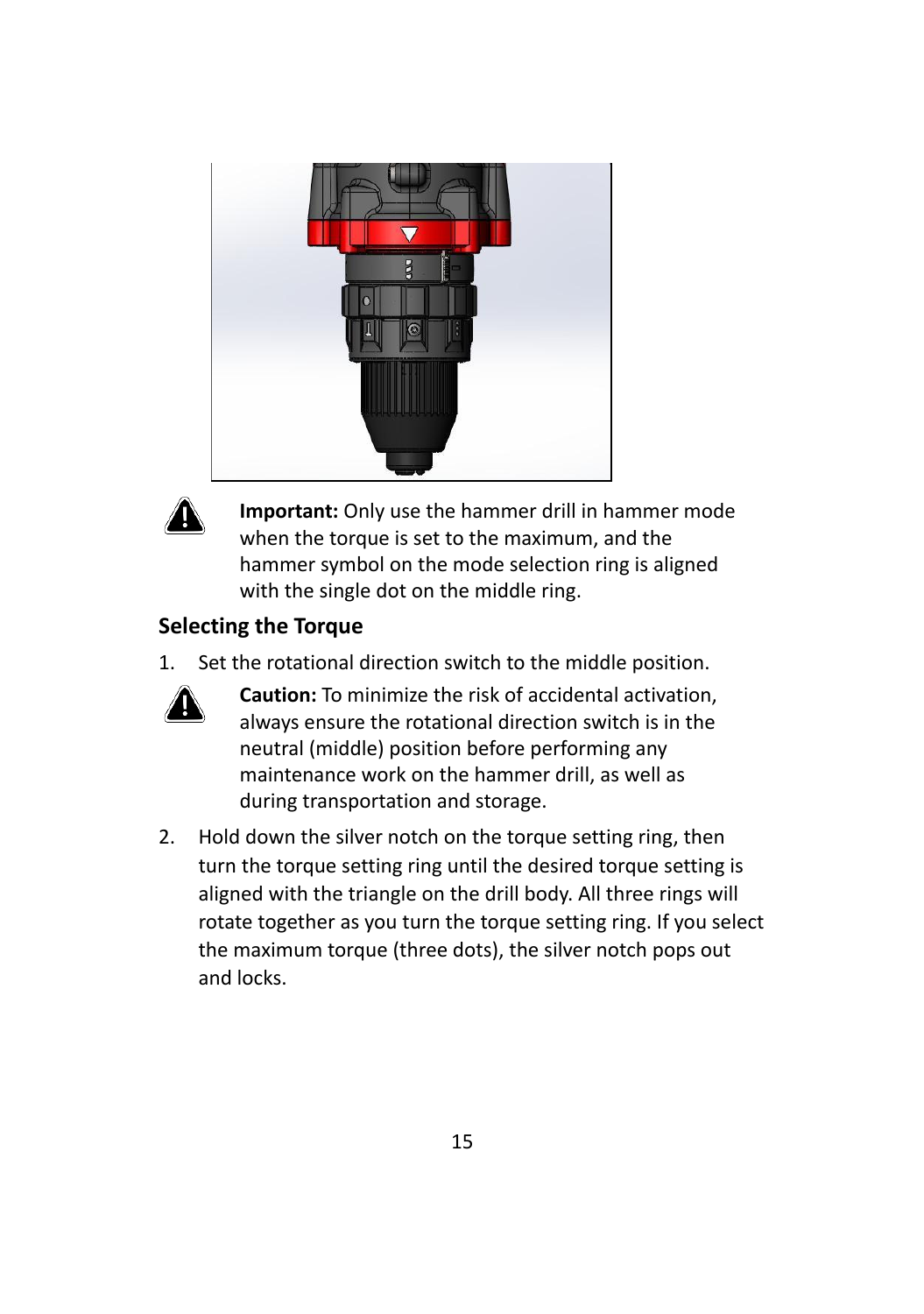**Important:** Only use the hammer drill in hammer mode when the torque is set to the maximum, and the hammer symbol on the mode selection ring is aligned with the single dot on the middle ring.

### Selecting the Torque

1. Set the rotational direction switch to the middle position.

   **Caution:** To minimize the risk of accidental activation, always ensure the rotational direction switch is in the neutral (middle) position before performing any maintenance work on the hammer drill, as well as during transportation and storage.

2. Hold down the silver notch on the torque setting ring, then turn the torque setting ring until the desired torque setting is aligned with the triangle on the drill body. All three rings will rotate together as you turn the torque setting ring. If you select the maximum torque (three dots), the silver notch pops out and locks.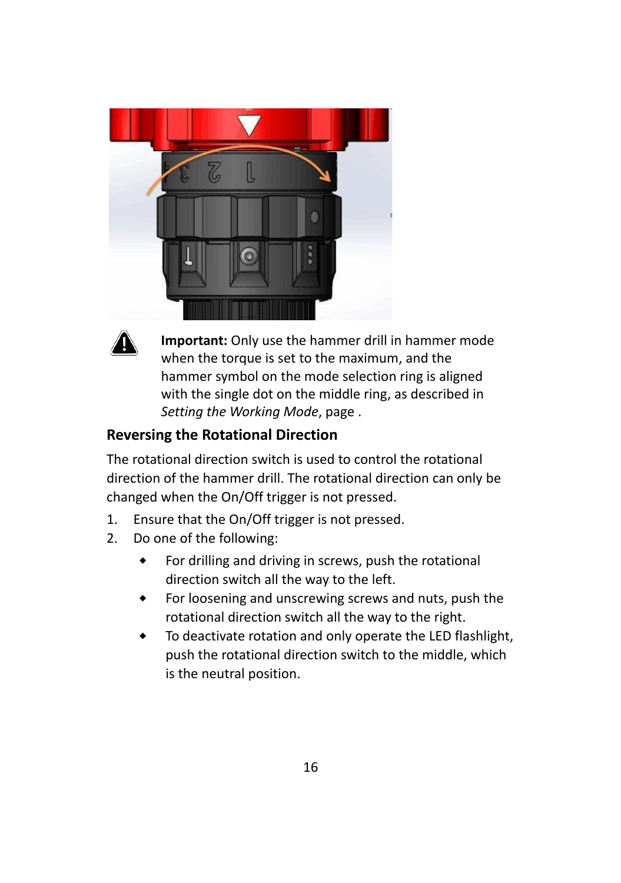**Important:** Only use the hammer drill in hammer mode when the torque is set to the maximum, and the hammer symbol on the mode selection ring is aligned with the single dot on the middle ring, as described in *Setting the Working Mode*, page .

## Reversing the Rotational Direction

The rotational direction switch is used to control the rotational direction of the hammer drill. The rotational direction can only be changed when the On/Off trigger is not pressed.

1. Ensure that the On/Off trigger is not pressed.
2. Do one of the following:
   - For drilling and driving in screws, push the rotational direction switch all the way to the left.
   - For loosening and unscrewing screws and nuts, push the rotational direction switch all the way to the right.
   - To deactivate rotation and only operate the LED flashlight, push the rotational direction switch to the middle, which is the neutral position.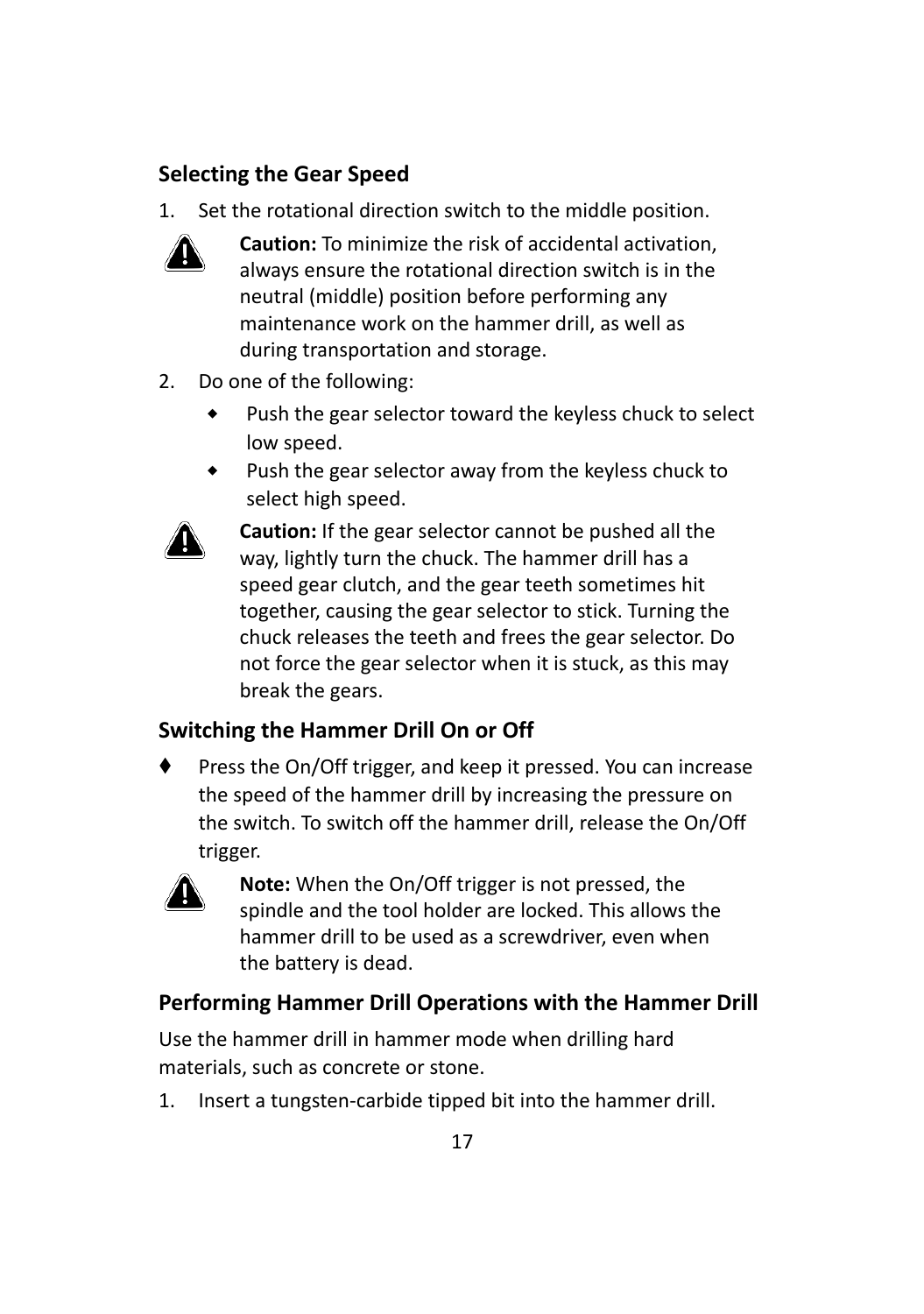### Selecting the Gear Speed

1. Set the rotational direction switch to the middle position.

   **Caution:** To minimize the risk of accidental activation, always ensure the rotational direction switch is in the neutral (middle) position before performing any maintenance work on the hammer drill, as well as during transportation and storage.

2. Do one of the following:
   - Push the gear selector toward the keyless chuck to select low speed.
   - Push the gear selector away from the keyless chuck to select high speed.

   **Caution:** If the gear selector cannot be pushed all the way, lightly turn the chuck. The hammer drill has a speed gear clutch, and the gear teeth sometimes hit together, causing the gear selector to stick. Turning the chuck releases the teeth and frees the gear selector. Do not force the gear selector when it is stuck, as this may break the gears.

### Switching the Hammer Drill On or Off

- Press the On/Off trigger, and keep it pressed. You can increase the speed of the hammer drill by increasing the pressure on the switch. To switch off the hammer drill, release the On/Off trigger.

  **Note:** When the On/Off trigger is not pressed, the spindle and the tool holder are locked. This allows the hammer drill to be used as a screwdriver, even when the battery is dead.

### Performing Hammer Drill Operations with the Hammer Drill

Use the hammer drill in hammer mode when drilling hard materials, such as concrete or stone.

1. Insert a tungsten-carbide tipped bit into the hammer drill.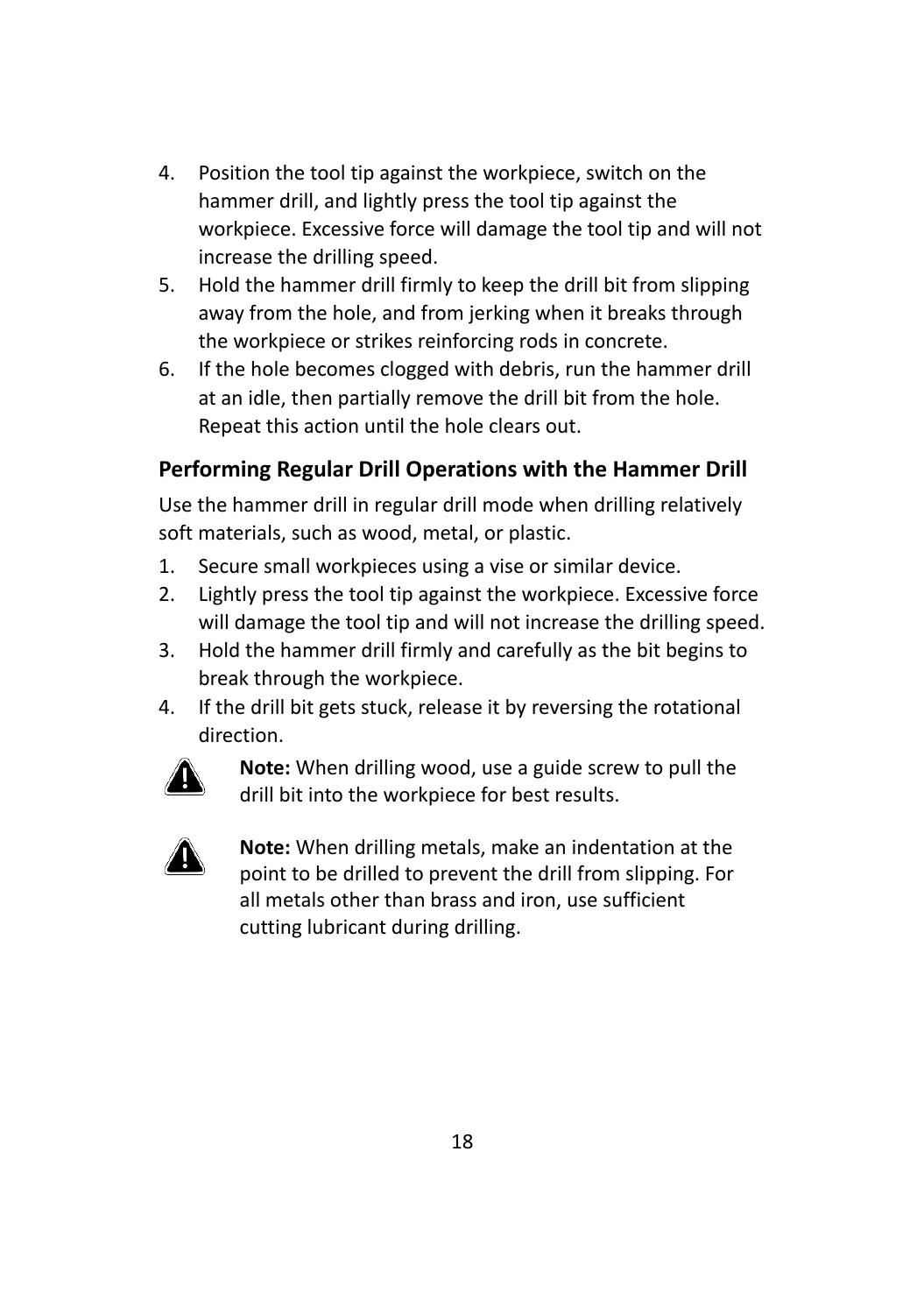4. Position the tool tip against the workpiece, switch on the hammer drill, and lightly press the tool tip against the workpiece. Excessive force will damage the tool tip and will not increase the drilling speed.
5. Hold the hammer drill firmly to keep the drill bit from slipping away from the hole, and from jerking when it breaks through the workpiece or strikes reinforcing rods in concrete.
6. If the hole becomes clogged with debris, run the hammer drill at an idle, then partially remove the drill bit from the hole. Repeat this action until the hole clears out.

### Performing Regular Drill Operations with the Hammer Drill

Use the hammer drill in regular drill mode when drilling relatively soft materials, such as wood, metal, or plastic.

1. Secure small workpieces using a vise or similar device.
2. Lightly press the tool tip against the workpiece. Excessive force will damage the tool tip and will not increase the drilling speed.
3. Hold the hammer drill firmly and carefully as the bit begins to break through the workpiece.
4. If the drill bit gets stuck, release it by reversing the rotational direction.

**Note:** When drilling wood, use a guide screw to pull the drill bit into the workpiece for best results.

**Note:** When drilling metals, make an indentation at the point to be drilled to prevent the drill from slipping. For all metals other than brass and iron, use sufficient cutting lubricant during drilling.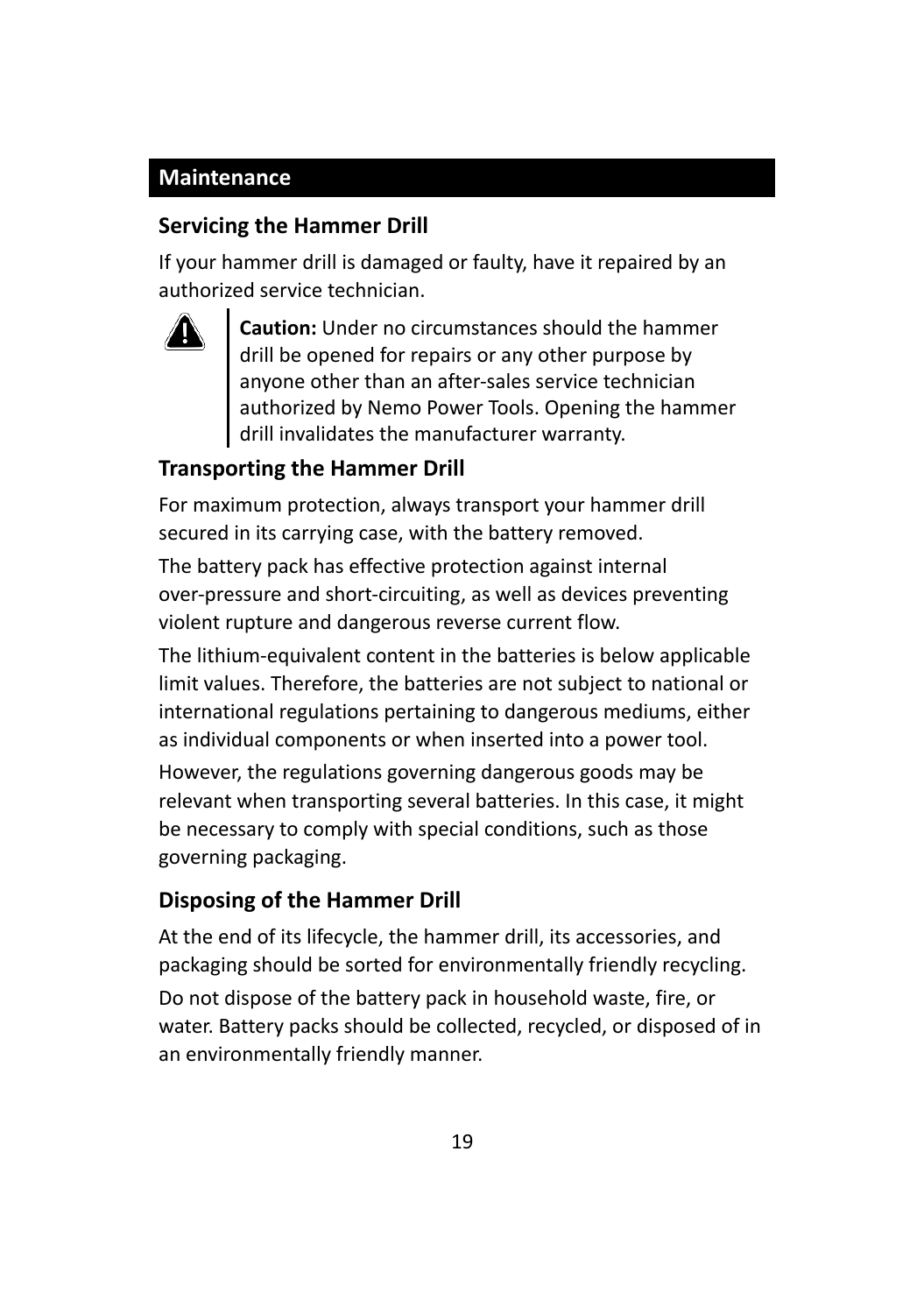## Maintenance

### Servicing the Hammer Drill

If your hammer drill is damaged or faulty, have it repaired by an authorized service technician.

> **Caution:** Under no circumstances should the hammer drill be opened for repairs or any other purpose by anyone other than an after-sales service technician authorized by Nemo Power Tools. Opening the hammer drill invalidates the manufacturer warranty.

### Transporting the Hammer Drill

For maximum protection, always transport your hammer drill secured in its carrying case, with the battery removed.

The battery pack has effective protection against internal over-pressure and short-circuiting, as well as devices preventing violent rupture and dangerous reverse current flow.

The lithium-equivalent content in the batteries is below applicable limit values. Therefore, the batteries are not subject to national or international regulations pertaining to dangerous mediums, either as individual components or when inserted into a power tool.

However, the regulations governing dangerous goods may be relevant when transporting several batteries. In this case, it might be necessary to comply with special conditions, such as those governing packaging.

### Disposing of the Hammer Drill

At the end of its lifecycle, the hammer drill, its accessories, and packaging should be sorted for environmentally friendly recycling.

Do not dispose of the battery pack in household waste, fire, or water. Battery packs should be collected, recycled, or disposed of in an environmentally friendly manner.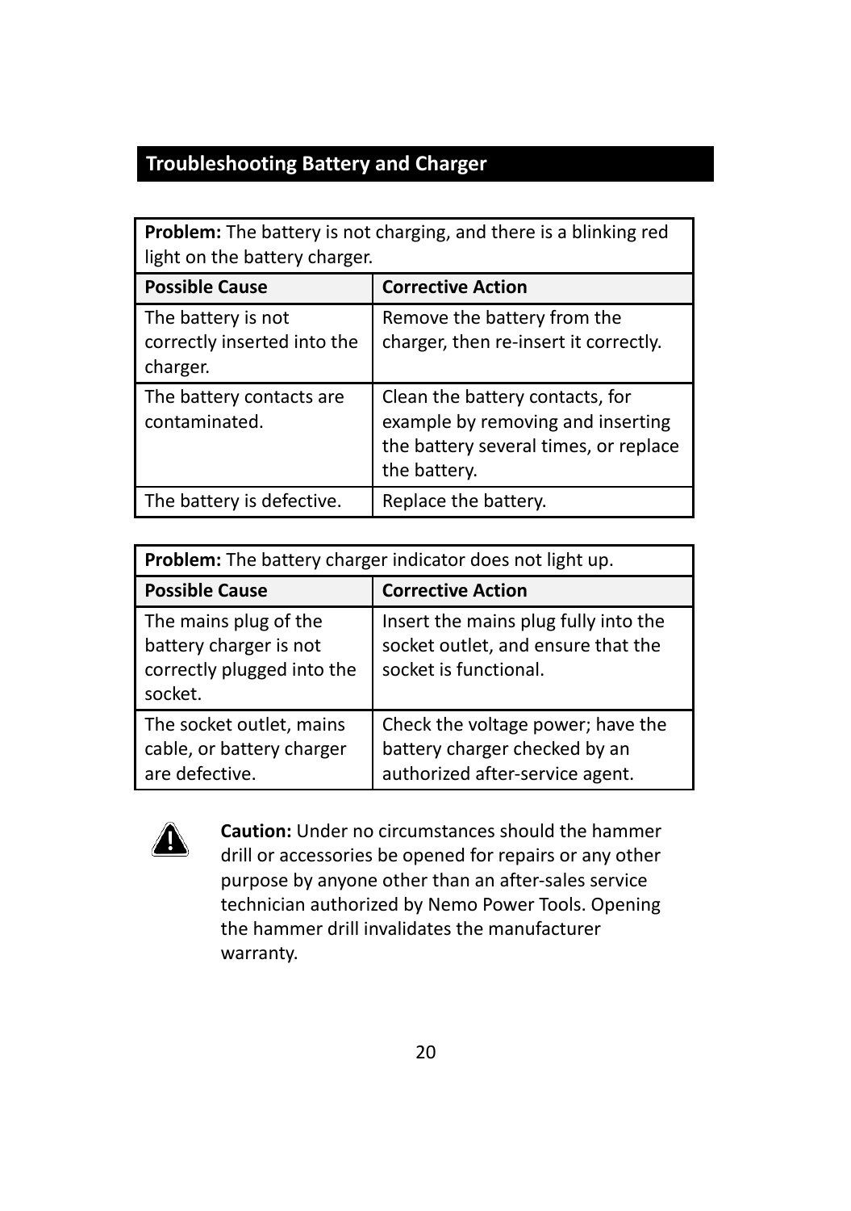## Troubleshooting Battery and Charger

| **Problem:** The battery is not charging, and there is a blinking red light on the battery charger. | |
|---|---|
| **Possible Cause** | **Corrective Action** |
| The battery is not correctly inserted into the charger. | Remove the battery from the charger, then re-insert it correctly. |
| The battery contacts are contaminated. | Clean the battery contacts, for example by removing and inserting the battery several times, or replace the battery. |
| The battery is defective. | Replace the battery. |

| **Problem:** The battery charger indicator does not light up. | |
|---|---|
| **Possible Cause** | **Corrective Action** |
| The mains plug of the battery charger is not correctly plugged into the socket. | Insert the mains plug fully into the socket outlet, and ensure that the socket is functional. |
| The socket outlet, mains cable, or battery charger are defective. | Check the voltage power; have the battery charger checked by an authorized after-service agent. |

**Caution:** Under no circumstances should the hammer drill or accessories be opened for repairs or any other purpose by anyone other than an after-sales service technician authorized by Nemo Power Tools. Opening the hammer drill invalidates the manufacturer warranty.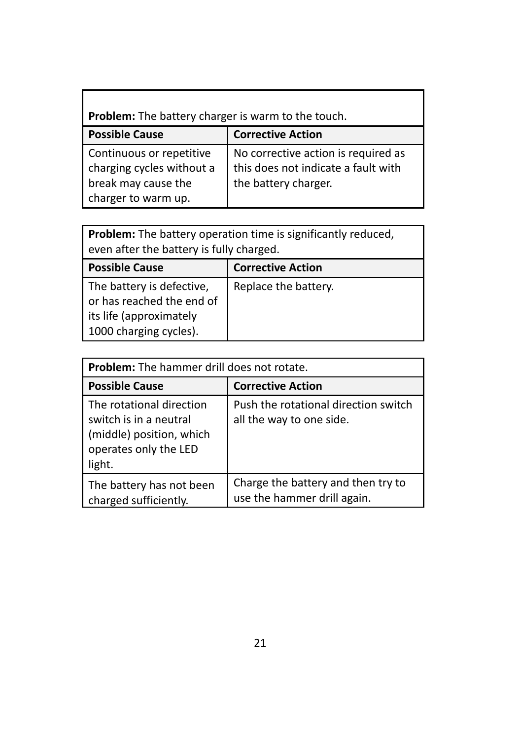| **Problem:** The battery charger is warm to the touch. | |
| --- | --- |
| **Possible Cause** | **Corrective Action** |
| Continuous or repetitive charging cycles without a break may cause the charger to warm up. | No corrective action is required as this does not indicate a fault with the battery charger. |

| **Problem:** The battery operation time is significantly reduced, even after the battery is fully charged. | |
| --- | --- |
| **Possible Cause** | **Corrective Action** |
| The battery is defective, or has reached the end of its life (approximately 1000 charging cycles). | Replace the battery. |

| **Problem:** The hammer drill does not rotate. | |
| --- | --- |
| **Possible Cause** | **Corrective Action** |
| The rotational direction switch is in a neutral (middle) position, which operates only the LED light. | Push the rotational direction switch all the way to one side. |
| The battery has not been charged sufficiently. | Charge the battery and then try to use the hammer drill again. |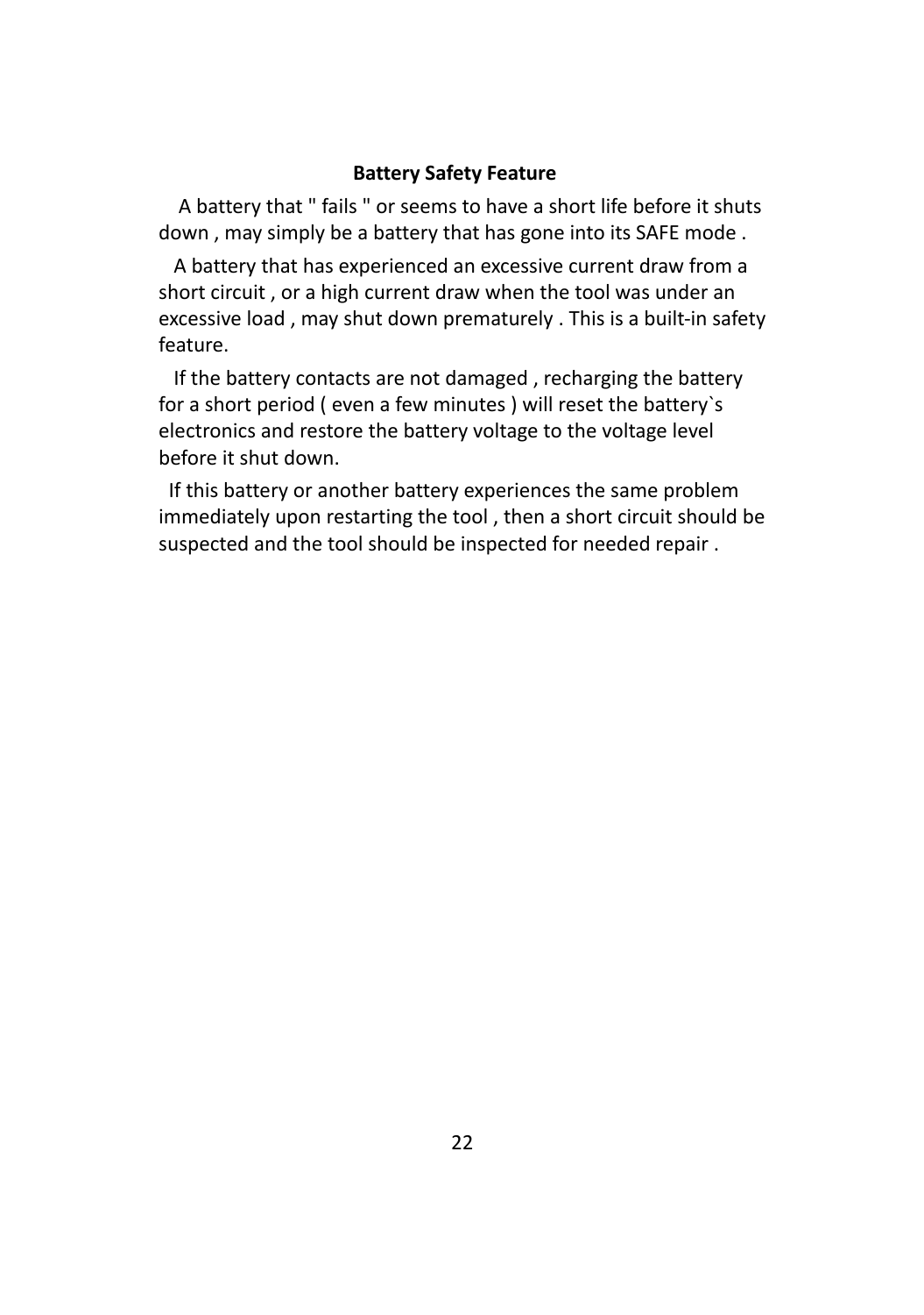## Battery Safety Feature

A battery that " fails " or seems to have a short life before it shuts down , may simply be a battery that has gone into its SAFE mode .

A battery that has experienced an excessive current draw from a short circuit , or a high current draw when the tool was under an excessive load , may shut down prematurely . This is a built-in safety feature.

If the battery contacts are not damaged , recharging the battery for a short period ( even a few minutes ) will reset the battery`s electronics and restore the battery voltage to the voltage level before it shut down.

If this battery or another battery experiences the same problem immediately upon restarting the tool , then a short circuit should be suspected and the tool should be inspected for needed repair .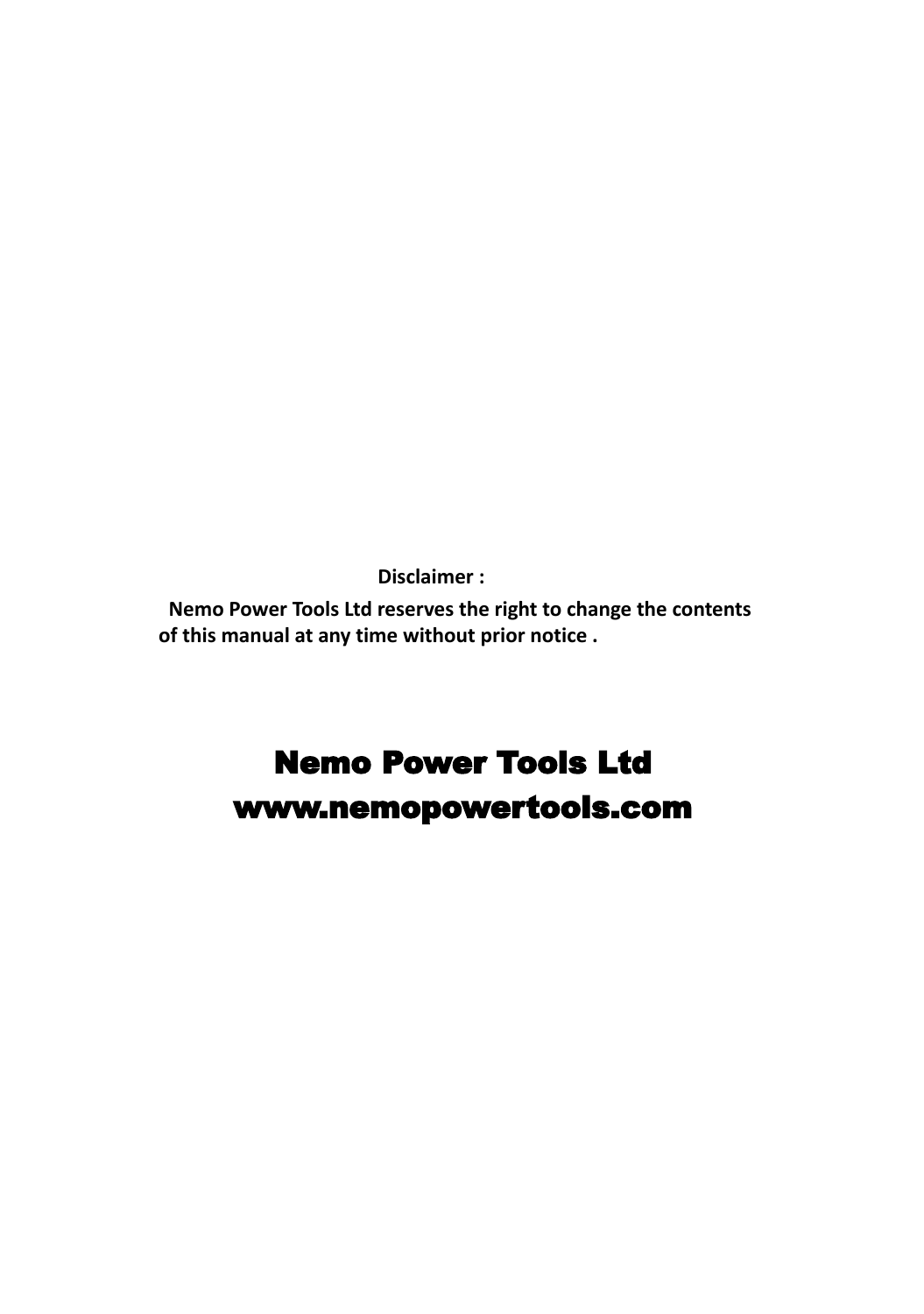**Disclaimer :**

**Nemo Power Tools Ltd reserves the right to change the contents of this manual at any time without prior notice .**

# Nemo Power Tools Ltd

# www.nemopowertools.com